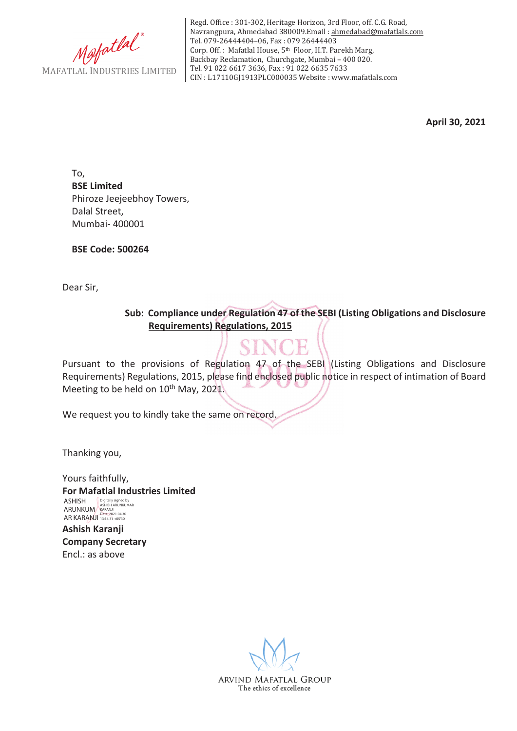Mafatlal®
MAFATLAL INDUSTRIES LIMITED

Regd. Office : 301-302, Heritage Horizon, 3rd Floor, off. C.G. Road, Navrangpura, Ahmedabad 380009.Email : ahmedabad@mafatlals.com
Tel. 079-26444404–06, Fax : 079 26444403
Corp. Off. : Mafatlal House, 5th Floor, H.T. Parekh Marg, Backbay Reclamation, Churchgate, Mumbai – 400 020.
Tel. 91 022 6617 3636, Fax : 91 022 6635 7633
CIN : L17110GJ1913PLC000035 Website : www.mafatlals.com

**April 30, 2021**

To,
**BSE Limited**
Phiroze Jeejeebhoy Towers,
Dalal Street,
Mumbai- 400001

**BSE Code: 500264**

Dear Sir,

**Sub: Compliance under Regulation 47 of the SEBI (Listing Obligations and Disclosure Requirements) Regulations, 2015**

Pursuant to the provisions of Regulation 47 of the SEBI (Listing Obligations and Disclosure Requirements) Regulations, 2015, please find enclosed public notice in respect of intimation of Board Meeting to be held on 10th May, 2021.

We request you to kindly take the same on record.

Thanking you,

Yours faithfully,
**For Mafatlal Industries Limited**

ASHISH ARUNKUMAR KARANJI
Digitally signed by ASHISH ARUNKUMAR KARANJI
Date: 2021.04.30 13:14:31 +05'30'

**Ashish Karanji**
**Company Secretary**
Encl.: as above

ARVIND MAFATLAL GROUP
The ethics of excellence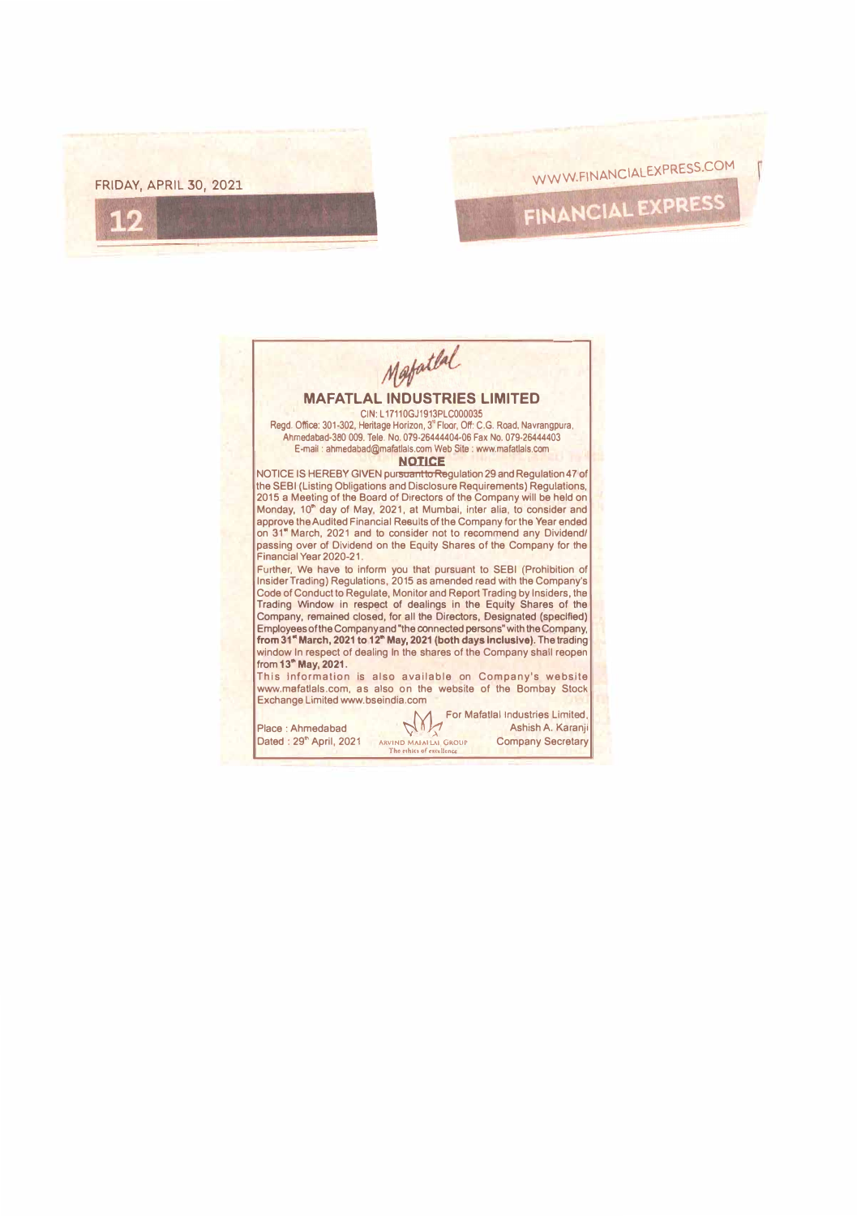FRIDAY, APRIL 30, 2021

WWW.FINANCIALEXPRESS.COM

FINANCIAL EXPRESS

Mafatlal

## MAFATLAL INDUSTRIES LIMITED

CIN: L17110GJ1913PLC000035
Regd. Office: 301-302, Heritage Horizon, 3rd Floor, Off: C.G. Road, Navrangpura, Ahmedabad-380 009. Tele. No. 079-26444404-06 Fax No. 079-26444403
E-mail : ahmedabad@mafatlals.com Web Site : www.mafatlals.com

### NOTICE

NOTICE IS HEREBY GIVEN pursuant to Regulation 29 and Regulation 47 of the SEBI (Listing Obligations and Disclosure Requirements) Regulations, 2015 a Meeting of the Board of Directors of the Company will be held on Monday, 10th day of May, 2021, at Mumbai, inter alia, to consider and approve the Audited Financial Results of the Company for the Year ended on 31st March, 2021 and to consider not to recommend any Dividend/ passing over of Dividend on the Equity Shares of the Company for the Financial Year 2020-21.

Further, We have to inform you that pursuant to SEBI (Prohibition of Insider Trading) Regulations, 2015 as amended read with the Company's Code of Conduct to Regulate, Monitor and Report Trading by Insiders, the Trading Window in respect of dealings in the Equity Shares of the Company, remained closed, for all the Directors, Designated (specified) Employees of the Company and "the connected persons" with the Company, **from 31st March, 2021 to 12th May, 2021 (both days inclusive)**. The trading window In respect of dealing In the shares of the Company shall reopen from **13th May, 2021**.

This Information is also available on Company's website www.mafatlals.com, as also on the website of the Bombay Stock Exchange Limited www.bseindia.com

Place : Ahmedabad
Dated : 29th April, 2021

ARVIND MAFATLAL GROUP
The ethics of excellence

For Mafatlal Industries Limited,
Ashish A. Karanji
Company Secretary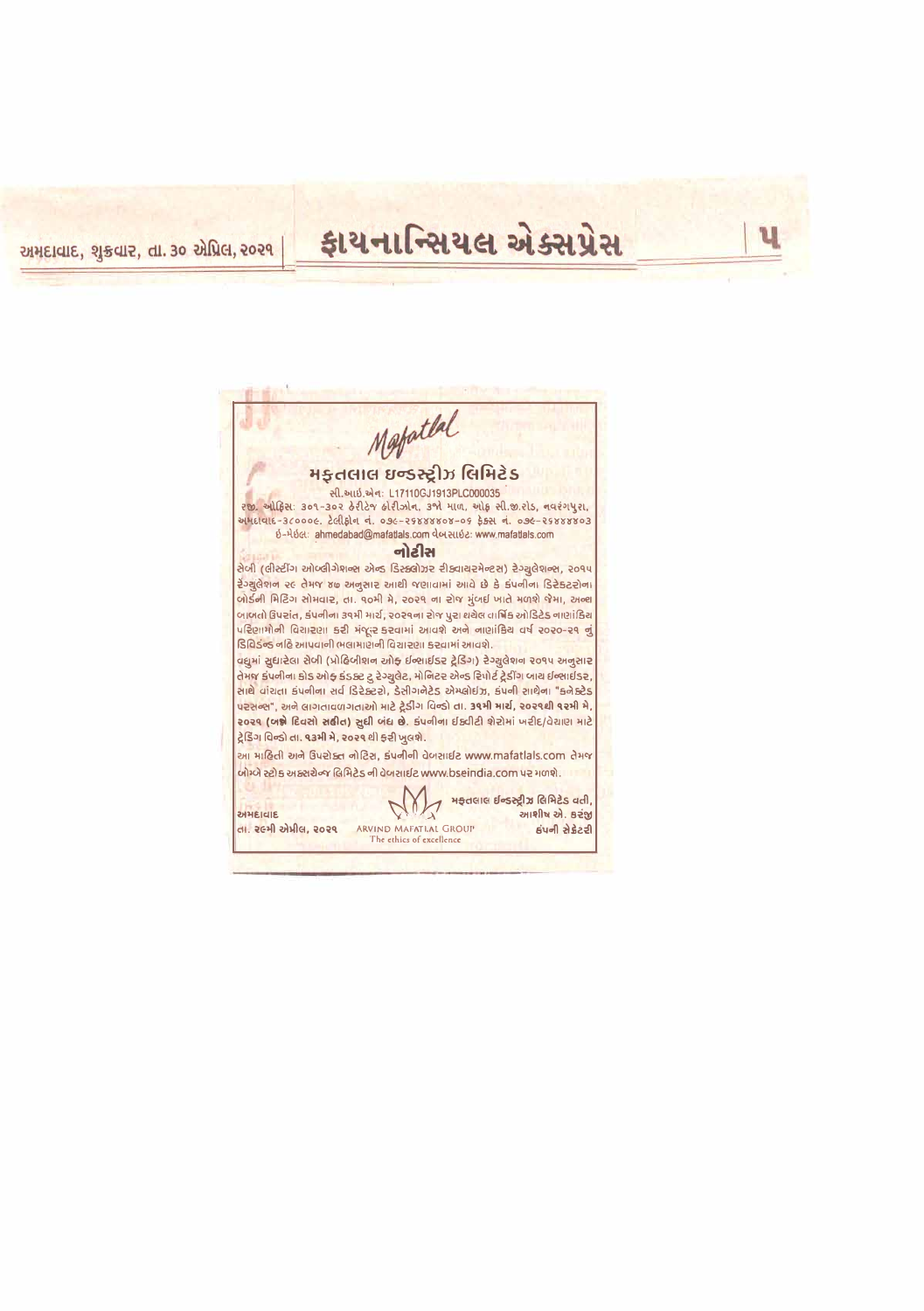અમદાવાદ, શુક્રવાર, તા. ૩૦ એપ્રિલ, ૨૦૨૧ | ફાયનાન્સિયલ એક્સપ્રેસ

Mafatlal

# મફતલાલ ઇન્ડસ્ટ્રીઝ લિમિટેડ

સી.આઇ.એન: L17110GJ1913PLC000035

રજી. ઓફિસ: ૩૦૧-૩૦૨ હેરીટેજ હોરીઝોન, ૩જો માળ, ઓફ સી.જી.રોડ, નવરંગપુરા, અમદાવાદ-૩૮૦૦૦૯. ટેલીફોન નં. ૦૭૯-૨૬૪૪૪૪૦૪-૦૬ ફેક્સ નં. ૦૭૯-૨૬૪૪૪૪૦૩

ઇ-મેઇલ: ahmedabad@mafatlals.com વેબસાઇટ: www.mafatlals.com

## નોટીસ

સેબી (લીસ્ટીંગ ઓબ્લીગેશન્સ એન્ડ ડિસ્ક્લોઝર રીક્વાયરમેન્ટસ) રેગ્યુલેશન્સ, ૨૦૧૫ રેગ્યુલેશન ૨૯ તેમજ ૪૭ અનુસાર આથી જણાવવામાં આવે છે કે કંપનીના ડિરેક્ટરોના બોર્ડની મિટિંગ સોમવાર, તા. ૧૦મી મે, ૨૦૨૧ ના રોજ મુંબઇ ખાતે મળશે જેમા, અન્ય બાબતો ઉપરાંત, કંપનીના ૩૧મી માર્ચ, ૨૦૨૧ના રોજ પુરા થયેલ વાર્ષિક ઓડિટેડ નાણાંકિય પરિણામોની વિચારણા કરી મંજૂર કરવામાં આવશે અને નાણાંકિય વર્ષ ૨૦૨૦-૨૧ નું ડિવિડન્ડ નહિ આપવાની ભલામણની વિચારણા કરવામાં આવશે.

વધુમાં સુધારેલા સેબી (પ્રોહિબીશન ઓફ ઇન્સાઇડર ટ્રેડિંગ) રેગ્યુલેશન ૨૦૧૫ અનુસાર તેમજ કંપનીના કોડ ઓફ કંડક્ટ ટુ રેગ્યુલેટ, મોનિટર એન્ડ રિપોર્ટ ટ્રેડીંગ બાય ઇન્સાઇડર, સાથે વાંચતા કંપનીના સર્વ ડિરેક્ટરો, ડેસીગનેટેડ એમ્પ્લોઇઝ, કંપની સાથેના "કનેક્ટેડ પરસન્સ", અને લાગતાવળગતાઓ માટે ટ્રેડીંગ વિન્ડો તા. **૩૧મી માર્ચ, ૨૦૨૧થી ૧૨મી મે, ૨૦૨૧ (બન્ને દિવસો સહીત) સુધી બંધ છે.** કંપનીના ઇક્વીટી શેરોમાં ખરીદ/વેચાણ માટે ટ્રેડિંગ વિન્ડો તા. **૧૩મી મે, ૨૦૨૧** થી ફરી ખુલશે.

આ માહિતી અને ઉપરોક્ત નોટિસ, કંપનીની વેબસાઇટ www.mafatlals.com તેમજ બોમ્બે સ્ટોક એક્સચેન્જ લિમિટેડ ની વેબસાઇટ www.bseindia.com પર મળશે.

અમદાવાદ
તા. ૨૯મી એપ્રિલ, ૨૦૨૧

ARVIND MAFATLAL GROUP
The ethics of excellence

મફતલાલ ઇન્ડસ્ટ્રીઝ લિમિટેડ વતી,
આશીષ એ. કરંજી
કંપની સેક્રેટરી